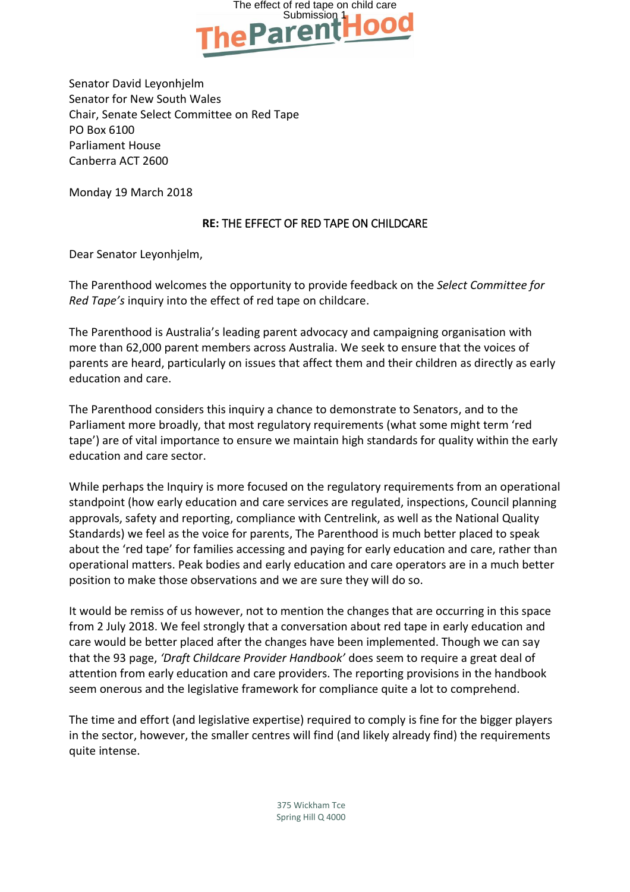Senator David Leyonhjelm
Senator for New South Wales
Chair, Senate Select Committee on Red Tape
PO Box 6100
Parliament House
Canberra ACT 2600

Monday 19 March 2018

**RE:** THE EFFECT OF RED TAPE ON CHILDCARE

Dear Senator Leyonhjelm,

The Parenthood welcomes the opportunity to provide feedback on the *Select Committee for Red Tape's* inquiry into the effect of red tape on childcare.

The Parenthood is Australia's leading parent advocacy and campaigning organisation with more than 62,000 parent members across Australia. We seek to ensure that the voices of parents are heard, particularly on issues that affect them and their children as directly as early education and care.

The Parenthood considers this inquiry a chance to demonstrate to Senators, and to the Parliament more broadly, that most regulatory requirements (what some might term 'red tape') are of vital importance to ensure we maintain high standards for quality within the early education and care sector.

While perhaps the Inquiry is more focused on the regulatory requirements from an operational standpoint (how early education and care services are regulated, inspections, Council planning approvals, safety and reporting, compliance with Centrelink, as well as the National Quality Standards) we feel as the voice for parents, The Parenthood is much better placed to speak about the 'red tape' for families accessing and paying for early education and care, rather than operational matters. Peak bodies and early education and care operators are in a much better position to make those observations and we are sure they will do so.

It would be remiss of us however, not to mention the changes that are occurring in this space from 2 July 2018. We feel strongly that a conversation about red tape in early education and care would be better placed after the changes have been implemented. Though we can say that the 93 page, *'Draft Childcare Provider Handbook'* does seem to require a great deal of attention from early education and care providers. The reporting provisions in the handbook seem onerous and the legislative framework for compliance quite a lot to comprehend.

The time and effort (and legislative expertise) required to comply is fine for the bigger players in the sector, however, the smaller centres will find (and likely already find) the requirements quite intense.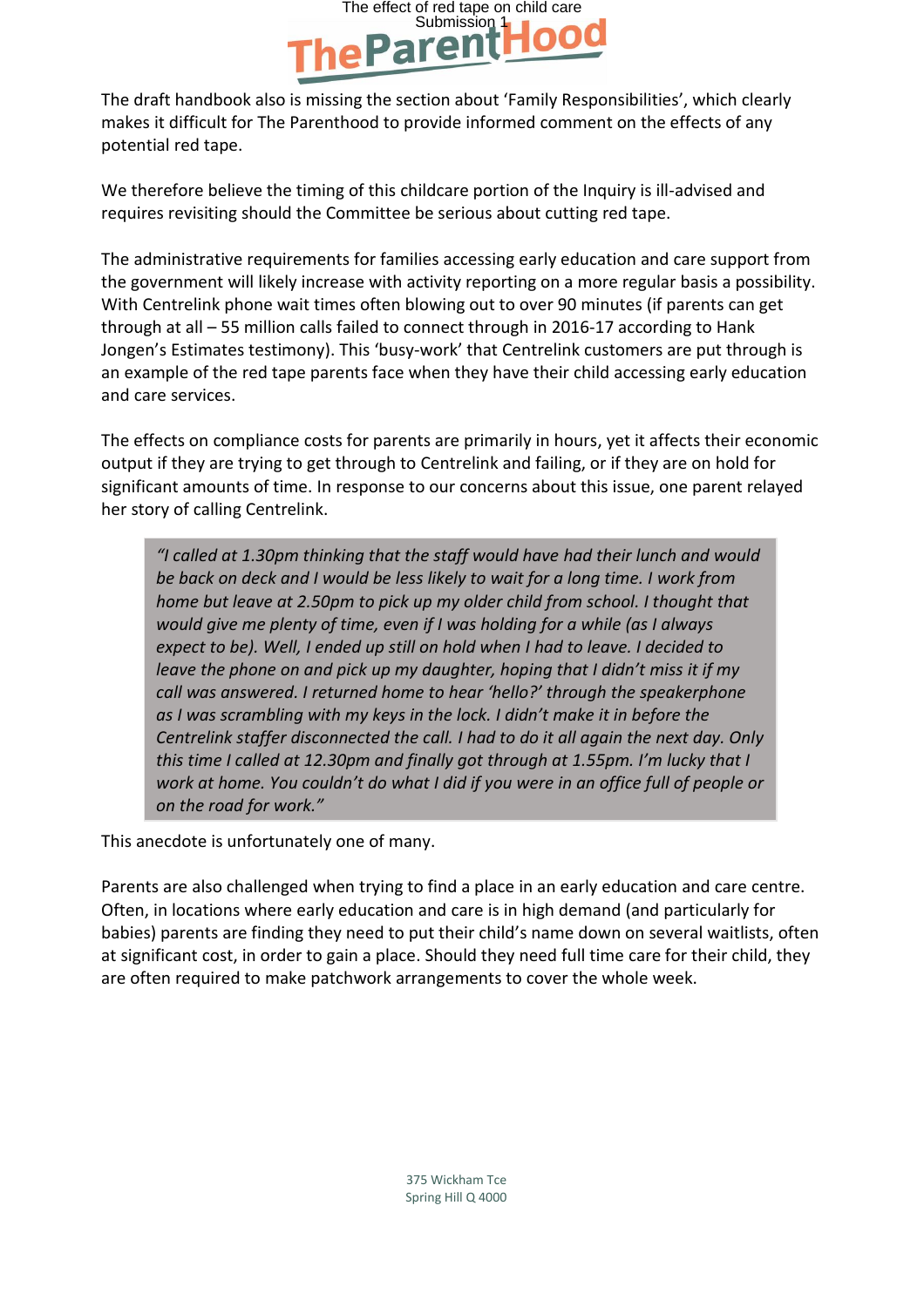The draft handbook also is missing the section about 'Family Responsibilities', which clearly makes it difficult for The Parenthood to provide informed comment on the effects of any potential red tape.

We therefore believe the timing of this childcare portion of the Inquiry is ill-advised and requires revisiting should the Committee be serious about cutting red tape.

The administrative requirements for families accessing early education and care support from the government will likely increase with activity reporting on a more regular basis a possibility. With Centrelink phone wait times often blowing out to over 90 minutes (if parents can get through at all – 55 million calls failed to connect through in 2016-17 according to Hank Jongen's Estimates testimony). This 'busy-work' that Centrelink customers are put through is an example of the red tape parents face when they have their child accessing early education and care services.

The effects on compliance costs for parents are primarily in hours, yet it affects their economic output if they are trying to get through to Centrelink and failing, or if they are on hold for significant amounts of time. In response to our concerns about this issue, one parent relayed her story of calling Centrelink.

> *"I called at 1.30pm thinking that the staff would have had their lunch and would be back on deck and I would be less likely to wait for a long time. I work from home but leave at 2.50pm to pick up my older child from school. I thought that would give me plenty of time, even if I was holding for a while (as I always expect to be). Well, I ended up still on hold when I had to leave. I decided to leave the phone on and pick up my daughter, hoping that I didn't miss it if my call was answered. I returned home to hear 'hello?' through the speakerphone as I was scrambling with my keys in the lock. I didn't make it in before the Centrelink staffer disconnected the call. I had to do it all again the next day. Only this time I called at 12.30pm and finally got through at 1.55pm. I'm lucky that I work at home. You couldn't do what I did if you were in an office full of people or on the road for work."*

This anecdote is unfortunately one of many.

Parents are also challenged when trying to find a place in an early education and care centre. Often, in locations where early education and care is in high demand (and particularly for babies) parents are finding they need to put their child's name down on several waitlists, often at significant cost, in order to gain a place. Should they need full time care for their child, they are often required to make patchwork arrangements to cover the whole week.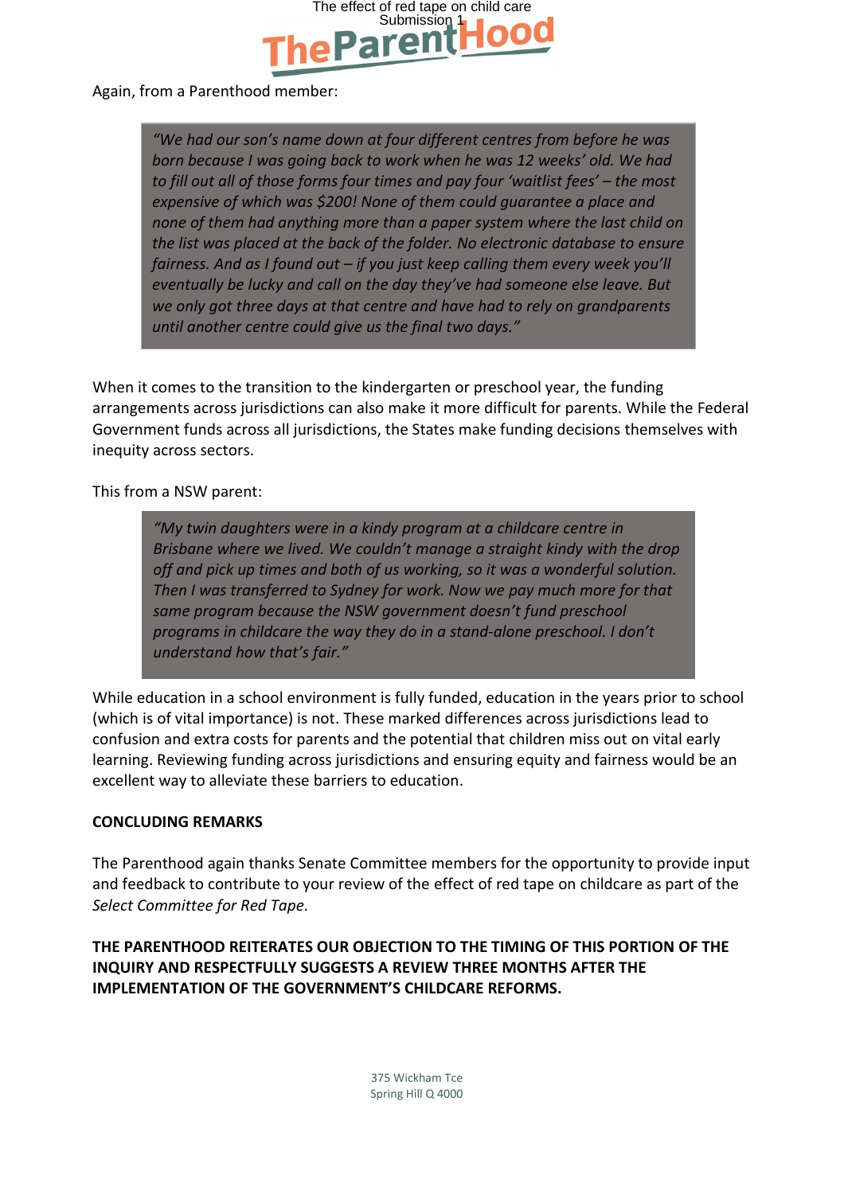Again, from a Parenthood member:

> *"We had our son's name down at four different centres from before he was born because I was going back to work when he was 12 weeks' old. We had to fill out all of those forms four times and pay four 'waitlist fees' – the most expensive of which was $200! None of them could guarantee a place and none of them had anything more than a paper system where the last child on the list was placed at the back of the folder. No electronic database to ensure fairness. And as I found out – if you just keep calling them every week you'll eventually be lucky and call on the day they've had someone else leave. But we only got three days at that centre and have had to rely on grandparents until another centre could give us the final two days."*

When it comes to the transition to the kindergarten or preschool year, the funding arrangements across jurisdictions can also make it more difficult for parents. While the Federal Government funds across all jurisdictions, the States make funding decisions themselves with inequity across sectors.

This from a NSW parent:

> *"My twin daughters were in a kindy program at a childcare centre in Brisbane where we lived. We couldn't manage a straight kindy with the drop off and pick up times and both of us working, so it was a wonderful solution. Then I was transferred to Sydney for work. Now we pay much more for that same program because the NSW government doesn't fund preschool programs in childcare the way they do in a stand-alone preschool. I don't understand how that's fair."*

While education in a school environment is fully funded, education in the years prior to school (which is of vital importance) is not. These marked differences across jurisdictions lead to confusion and extra costs for parents and the potential that children miss out on vital early learning. Reviewing funding across jurisdictions and ensuring equity and fairness would be an excellent way to alleviate these barriers to education.

**CONCLUDING REMARKS**

The Parenthood again thanks Senate Committee members for the opportunity to provide input and feedback to contribute to your review of the effect of red tape on childcare as part of the *Select Committee for Red Tape.*

**THE PARENTHOOD REITERATES OUR OBJECTION TO THE TIMING OF THIS PORTION OF THE INQUIRY AND RESPECTFULLY SUGGESTS A REVIEW THREE MONTHS AFTER THE IMPLEMENTATION OF THE GOVERNMENT'S CHILDCARE REFORMS.**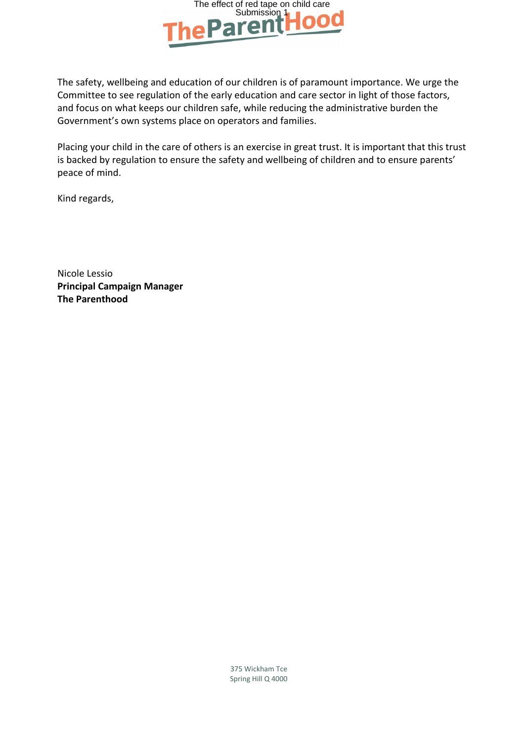The safety, wellbeing and education of our children is of paramount importance. We urge the Committee to see regulation of the early education and care sector in light of those factors, and focus on what keeps our children safe, while reducing the administrative burden the Government's own systems place on operators and families.

Placing your child in the care of others is an exercise in great trust. It is important that this trust is backed by regulation to ensure the safety and wellbeing of children and to ensure parents' peace of mind.

Kind regards,

Nicole Lessio
**Principal Campaign Manager**
**The Parenthood**

375 Wickham Tce
Spring Hill Q 4000